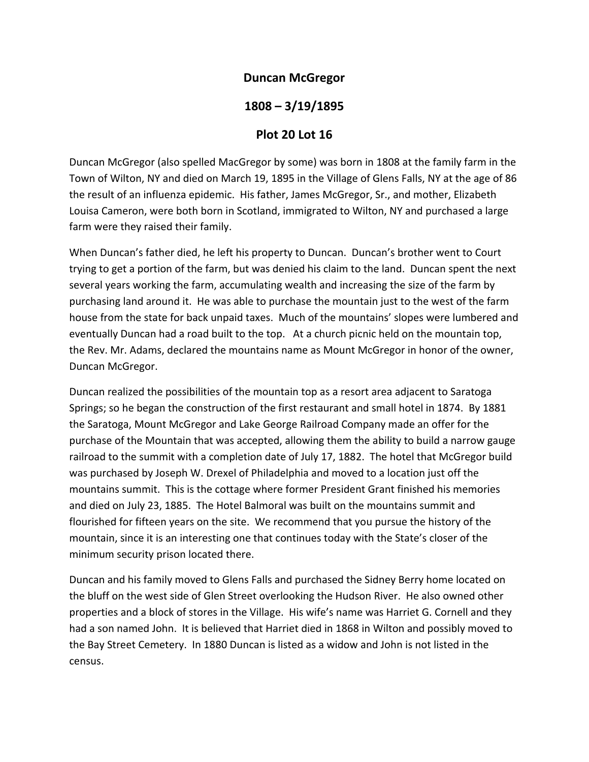# Duncan McGregor

## 1808 – 3/19/1895

## Plot 20 Lot 16

Duncan McGregor (also spelled MacGregor by some) was born in 1808 at the family farm in the Town of Wilton, NY and died on March 19, 1895 in the Village of Glens Falls, NY at the age of 86 the result of an influenza epidemic. His father, James McGregor, Sr., and mother, Elizabeth Louisa Cameron, were both born in Scotland, immigrated to Wilton, NY and purchased a large farm were they raised their family.

When Duncan's father died, he left his property to Duncan. Duncan's brother went to Court trying to get a portion of the farm, but was denied his claim to the land. Duncan spent the next several years working the farm, accumulating wealth and increasing the size of the farm by purchasing land around it. He was able to purchase the mountain just to the west of the farm house from the state for back unpaid taxes. Much of the mountains' slopes were lumbered and eventually Duncan had a road built to the top. At a church picnic held on the mountain top, the Rev. Mr. Adams, declared the mountains name as Mount McGregor in honor of the owner, Duncan McGregor.

Duncan realized the possibilities of the mountain top as a resort area adjacent to Saratoga Springs; so he began the construction of the first restaurant and small hotel in 1874. By 1881 the Saratoga, Mount McGregor and Lake George Railroad Company made an offer for the purchase of the Mountain that was accepted, allowing them the ability to build a narrow gauge railroad to the summit with a completion date of July 17, 1882. The hotel that McGregor build was purchased by Joseph W. Drexel of Philadelphia and moved to a location just off the mountains summit. This is the cottage where former President Grant finished his memories and died on July 23, 1885. The Hotel Balmoral was built on the mountains summit and flourished for fifteen years on the site. We recommend that you pursue the history of the mountain, since it is an interesting one that continues today with the State's closer of the minimum security prison located there.

Duncan and his family moved to Glens Falls and purchased the Sidney Berry home located on the bluff on the west side of Glen Street overlooking the Hudson River. He also owned other properties and a block of stores in the Village. His wife's name was Harriet G. Cornell and they had a son named John. It is believed that Harriet died in 1868 in Wilton and possibly moved to the Bay Street Cemetery. In 1880 Duncan is listed as a widow and John is not listed in the census.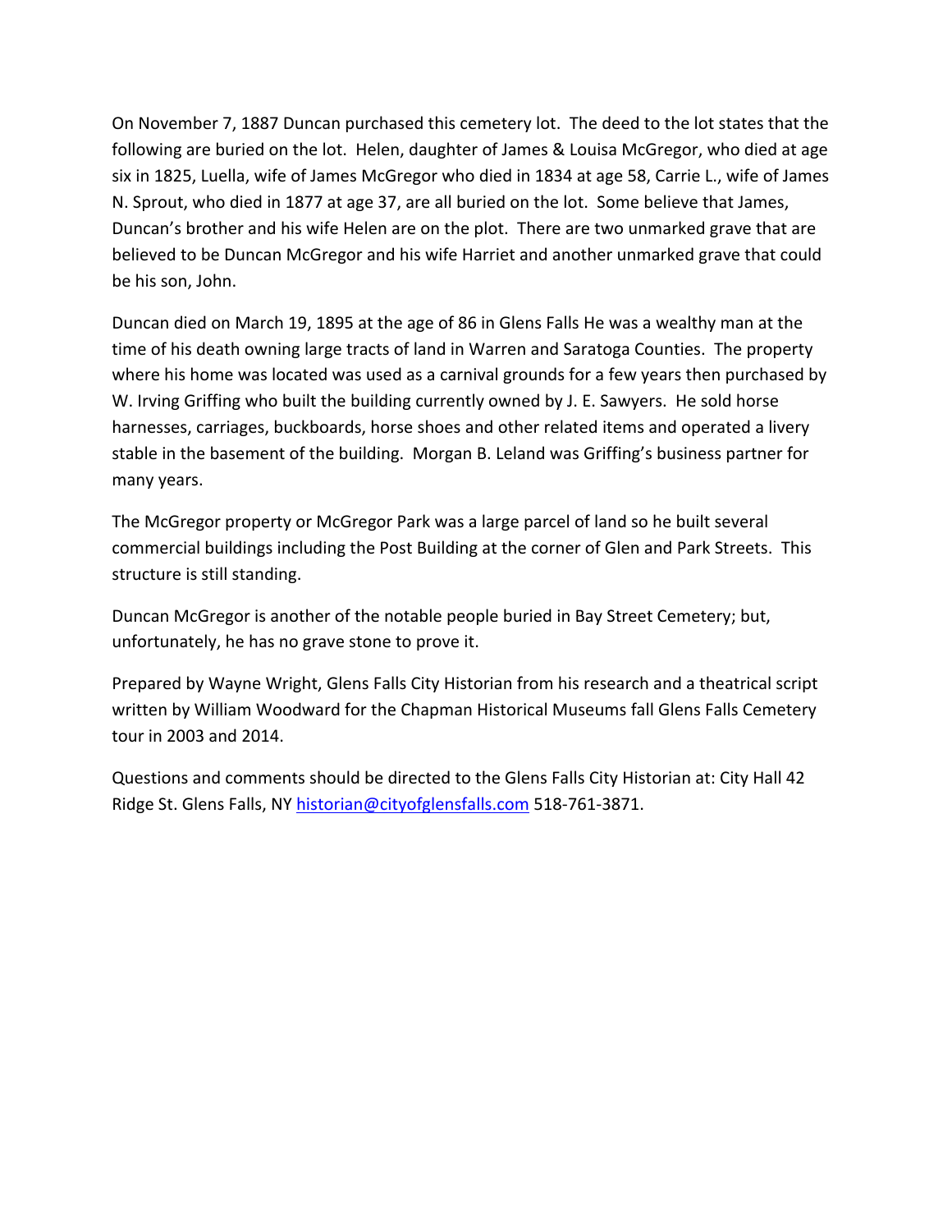On November 7, 1887 Duncan purchased this cemetery lot. The deed to the lot states that the following are buried on the lot. Helen, daughter of James & Louisa McGregor, who died at age six in 1825, Luella, wife of James McGregor who died in 1834 at age 58, Carrie L., wife of James N. Sprout, who died in 1877 at age 37, are all buried on the lot. Some believe that James, Duncan's brother and his wife Helen are on the plot. There are two unmarked grave that are believed to be Duncan McGregor and his wife Harriet and another unmarked grave that could be his son, John.

Duncan died on March 19, 1895 at the age of 86 in Glens Falls He was a wealthy man at the time of his death owning large tracts of land in Warren and Saratoga Counties. The property where his home was located was used as a carnival grounds for a few years then purchased by W. Irving Griffing who built the building currently owned by J. E. Sawyers. He sold horse harnesses, carriages, buckboards, horse shoes and other related items and operated a livery stable in the basement of the building. Morgan B. Leland was Griffing's business partner for many years.

The McGregor property or McGregor Park was a large parcel of land so he built several commercial buildings including the Post Building at the corner of Glen and Park Streets. This structure is still standing.

Duncan McGregor is another of the notable people buried in Bay Street Cemetery; but, unfortunately, he has no grave stone to prove it.

Prepared by Wayne Wright, Glens Falls City Historian from his research and a theatrical script written by William Woodward for the Chapman Historical Museums fall Glens Falls Cemetery tour in 2003 and 2014.

Questions and comments should be directed to the Glens Falls City Historian at: City Hall 42 Ridge St. Glens Falls, NY [historian@cityofglensfalls.com](mailto:historian@cityofglensfalls.com) 518-761-3871.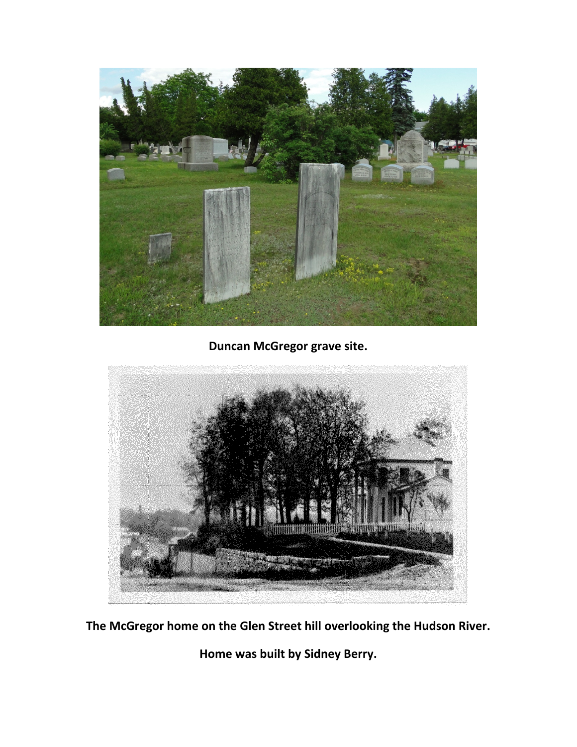**Duncan McGregor grave site.**

**The McGregor home on the Glen Street hill overlooking the Hudson River.**

**Home was built by Sidney Berry.**